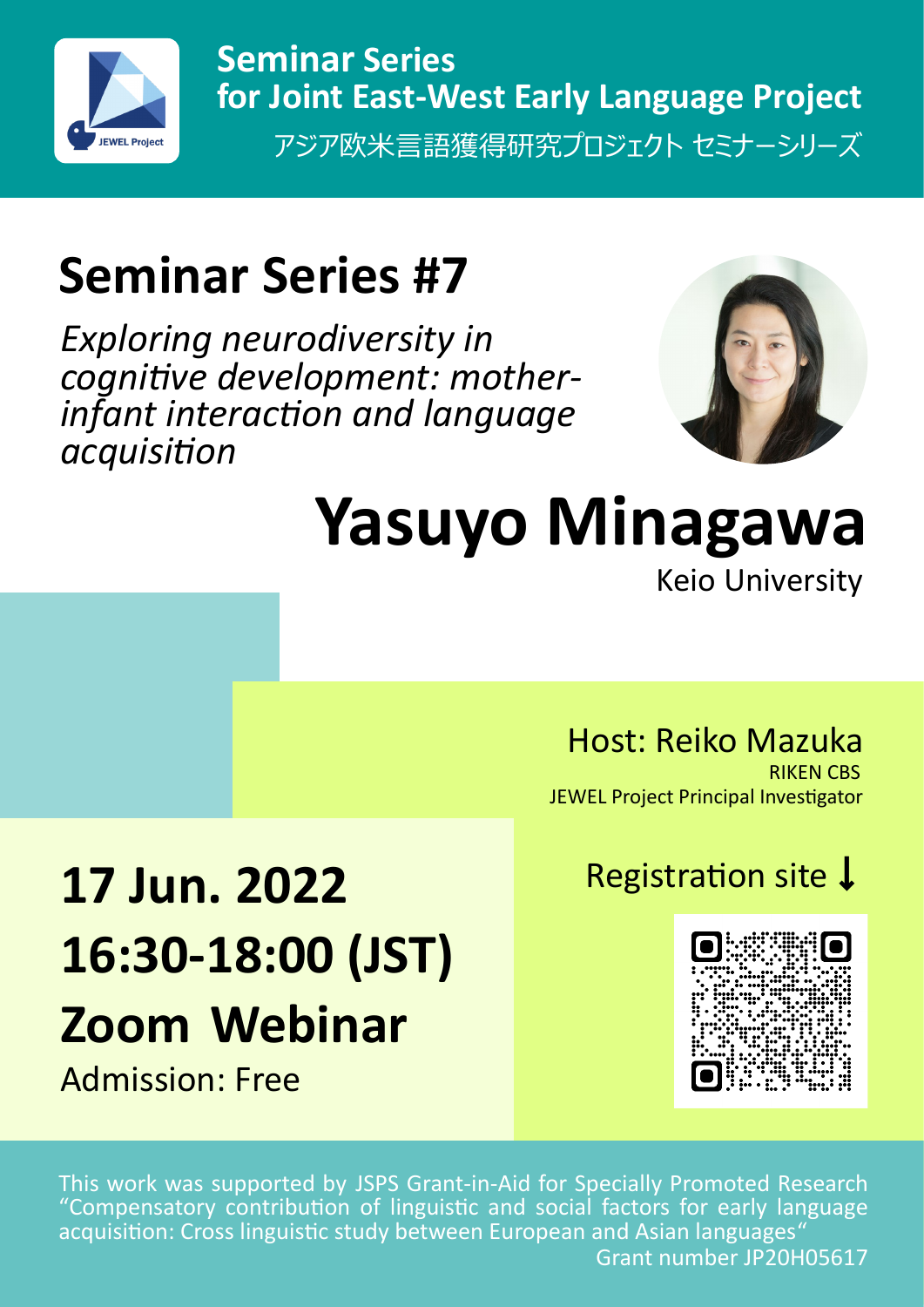JEWEL Project

# Seminar Series for Joint East-West Early Language Project

アジア欧米言語獲得研究プロジェクト セミナーシリーズ

## Seminar Series #7

*Exploring neurodiversity in cognitive development: mother-infant interaction and language acquisition*

# Yasuyo Minagawa

Keio University

Host: Reiko Mazuka
RIKEN CBS
JEWEL Project Principal Investigator

**17 Jun. 2022**
**16:30-18:00 (JST)**
**Zoom Webinar**

Admission: Free

Registration site ↓

This work was supported by JSPS Grant-in-Aid for Specially Promoted Research “Compensatory contribution of linguistic and social factors for early language acquisition: Cross linguistic study between European and Asian languages“
Grant number JP20H05617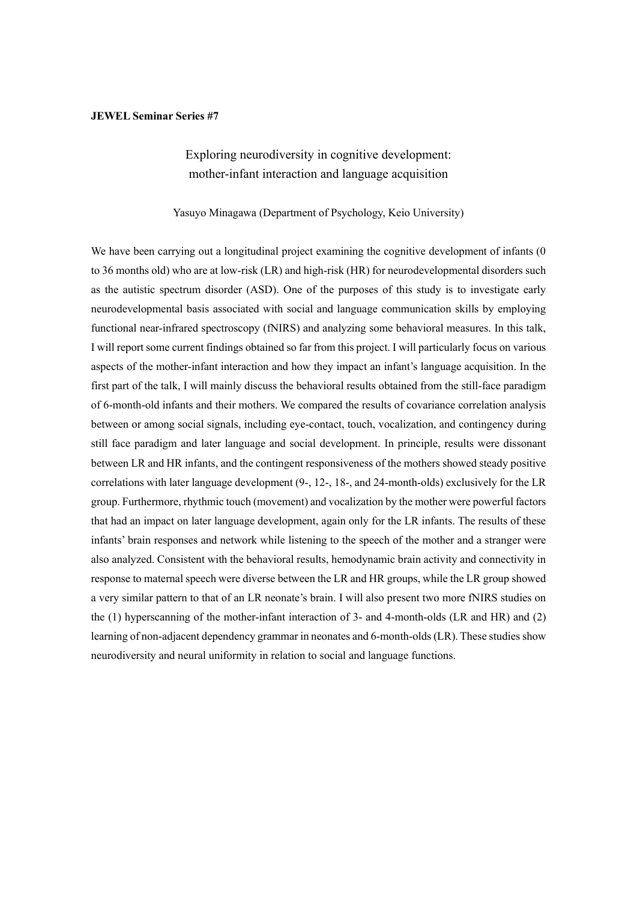**JEWEL Seminar Series #7**

# Exploring neurodiversity in cognitive development: mother-infant interaction and language acquisition

Yasuyo Minagawa (Department of Psychology, Keio University)

We have been carrying out a longitudinal project examining the cognitive development of infants (0 to 36 months old) who are at low-risk (LR) and high-risk (HR) for neurodevelopmental disorders such as the autistic spectrum disorder (ASD). One of the purposes of this study is to investigate early neurodevelopmental basis associated with social and language communication skills by employing functional near-infrared spectroscopy (fNIRS) and analyzing some behavioral measures. In this talk, I will report some current findings obtained so far from this project. I will particularly focus on various aspects of the mother-infant interaction and how they impact an infant's language acquisition. In the first part of the talk, I will mainly discuss the behavioral results obtained from the still-face paradigm of 6-month-old infants and their mothers. We compared the results of covariance correlation analysis between or among social signals, including eye-contact, touch, vocalization, and contingency during still face paradigm and later language and social development. In principle, results were dissonant between LR and HR infants, and the contingent responsiveness of the mothers showed steady positive correlations with later language development (9-, 12-, 18-, and 24-month-olds) exclusively for the LR group. Furthermore, rhythmic touch (movement) and vocalization by the mother were powerful factors that had an impact on later language development, again only for the LR infants. The results of these infants' brain responses and network while listening to the speech of the mother and a stranger were also analyzed. Consistent with the behavioral results, hemodynamic brain activity and connectivity in response to maternal speech were diverse between the LR and HR groups, while the LR group showed a very similar pattern to that of an LR neonate's brain. I will also present two more fNIRS studies on the (1) hyperscanning of the mother-infant interaction of 3- and 4-month-olds (LR and HR) and (2) learning of non-adjacent dependency grammar in neonates and 6-month-olds (LR). These studies show neurodiversity and neural uniformity in relation to social and language functions.